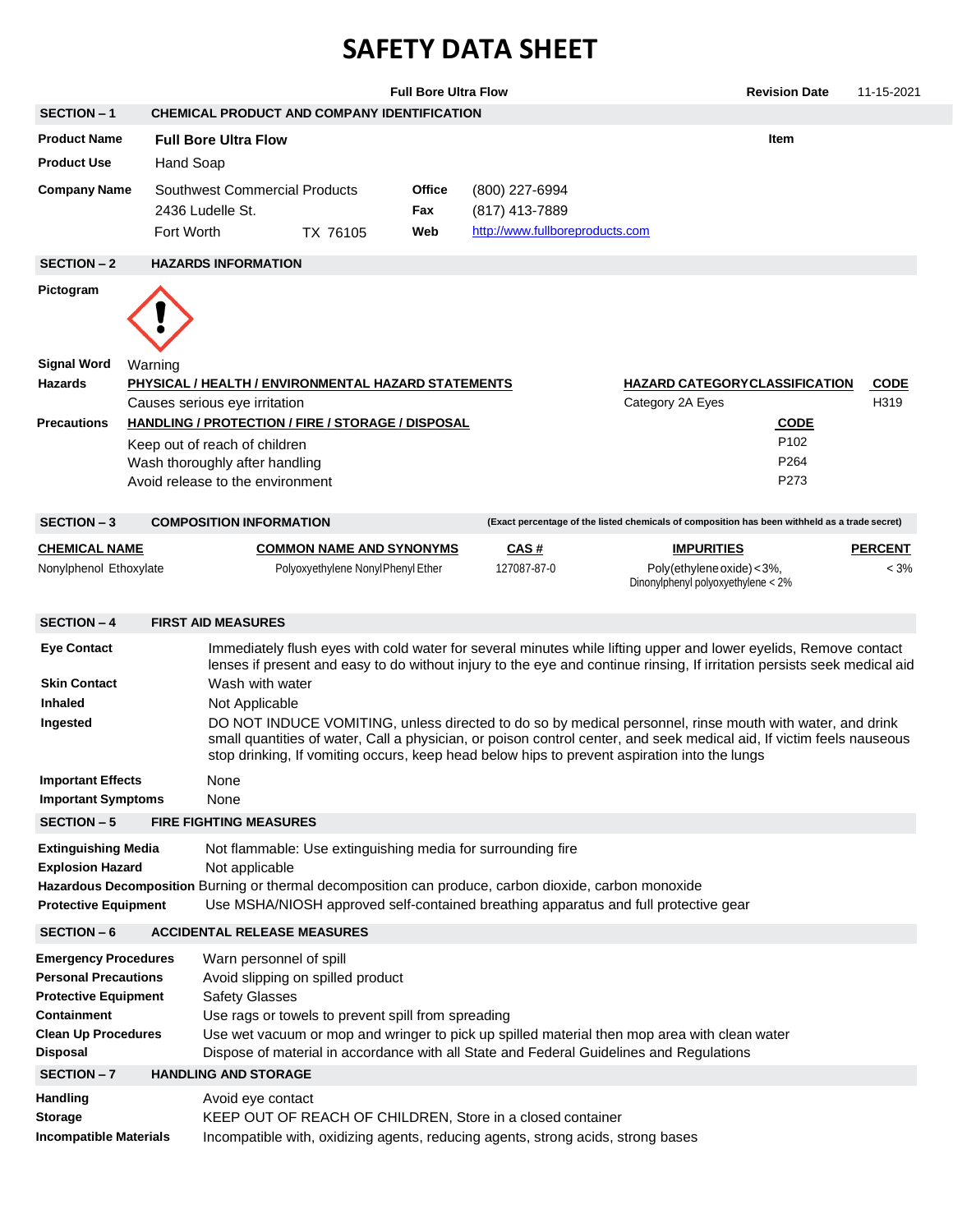# SAFETY DATA SHEET

**Full Bore Ultra Flow** | **Revision Date** 11-15-2021

## SECTION – 1 CHEMICAL PRODUCT AND COMPANY IDENTIFICATION

**Product Name** **Full Bore Ultra Flow** | **Item**

**Product Use** Hand Soap

**Company Name** Southwest Commercial Products
2436 Ludelle St.
Fort Worth TX 76105

**Office** (800) 227-6994
**Fax** (817) 413-7889
**Web** http://www.fullboreproducts.com

## SECTION – 2 HAZARDS INFORMATION

**Pictogram**

**Signal Word** Warning

**Hazards**

| PHYSICAL / HEALTH / ENVIRONMENTAL HAZARD STATEMENTS | HAZARD CATEGORY CLASSIFICATION | CODE |
|---|---|---|
| Causes serious eye irritation | Category 2A Eyes | H319 |

**Precautions**

| HANDLING / PROTECTION / FIRE / STORAGE / DISPOSAL | CODE |
|---|---|
| Keep out of reach of children | P102 |
| Wash thoroughly after handling | P264 |
| Avoid release to the environment | P273 |

## SECTION – 3 COMPOSITION INFORMATION

**(Exact percentage of the listed chemicals of composition has been withheld as a trade secret)**

| CHEMICAL NAME | COMMON NAME AND SYNONYMS | CAS # | IMPURITIES | PERCENT |
|---|---|---|---|---|
| Nonylphenol Ethoxylate | Polyoxyethylene NonylPhenyl Ether | 127087-87-0 | Poly(ethylene oxide) <3%, Dinonylphenyl polyoxyethylene < 2% | < 3% |

## SECTION – 4 FIRST AID MEASURES

**Eye Contact** Immediately flush eyes with cold water for several minutes while lifting upper and lower eyelids, Remove contact lenses if present and easy to do without injury to the eye and continue rinsing, If irritation persists seek medical aid

**Skin Contact** Wash with water

**Inhaled** Not Applicable

**Ingested** DO NOT INDUCE VOMITING, unless directed to do so by medical personnel, rinse mouth with water, and drink small quantities of water, Call a physician, or poison control center, and seek medical aid, If victim feels nauseous stop drinking, If vomiting occurs, keep head below hips to prevent aspiration into the lungs

**Important Effects** None

**Important Symptoms** None

## SECTION – 5 FIRE FIGHTING MEASURES

**Extinguishing Media** Not flammable: Use extinguishing media for surrounding fire

**Explosion Hazard** Not applicable

**Hazardous Decomposition** Burning or thermal decomposition can produce, carbon dioxide, carbon monoxide

**Protective Equipment** Use MSHA/NIOSH approved self-contained breathing apparatus and full protective gear

## SECTION – 6 ACCIDENTAL RELEASE MEASURES

**Emergency Procedures** Warn personnel of spill

**Personal Precautions** Avoid slipping on spilled product

**Protective Equipment** Safety Glasses

**Containment** Use rags or towels to prevent spill from spreading

**Clean Up Procedures** Use wet vacuum or mop and wringer to pick up spilled material then mop area with clean water

**Disposal** Dispose of material in accordance with all State and Federal Guidelines and Regulations

## SECTION – 7 HANDLING AND STORAGE

**Handling** Avoid eye contact

**Storage** KEEP OUT OF REACH OF CHILDREN, Store in a closed container

**Incompatible Materials** Incompatible with, oxidizing agents, reducing agents, strong acids, strong bases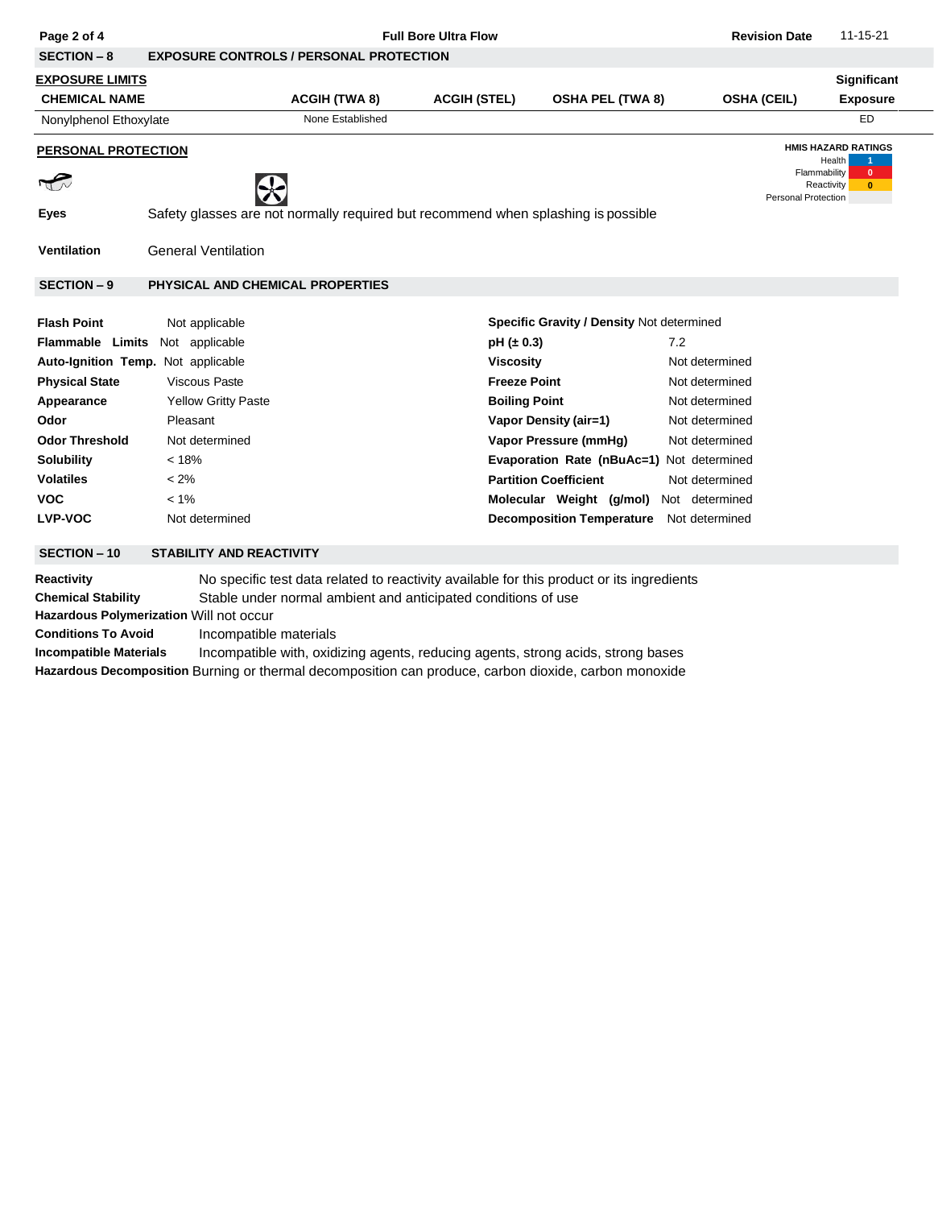## SECTION – 8 EXPOSURE CONTROLS / PERSONAL PROTECTION

**EXPOSURE LIMITS**

| CHEMICAL NAME | ACGIH (TWA 8) | ACGIH (STEL) | OSHA PEL (TWA 8) | OSHA (CEIL) | Significant Exposure |
|---|---|---|---|---|---|
| Nonylphenol Ethoxylate | None Established | | | | ED |

**PERSONAL PROTECTION**

**HMIS HAZARD RATINGS**

| | |
|---|---|
| Health | 1 |
| Flammability | 0 |
| Reactivity | 0 |
| Personal Protection | |

**Eyes** Safety glasses are not normally required but recommend when splashing is possible

**Ventilation** General Ventilation

## SECTION – 9 PHYSICAL AND CHEMICAL PROPERTIES

| | | | |
|---|---|---|---|
| **Flash Point** | Not applicable | **Specific Gravity / Density** | Not determined |
| **Flammable Limits** | Not applicable | **pH (± 0.3)** | 7.2 |
| **Auto-Ignition Temp.** | Not applicable | **Viscosity** | Not determined |
| **Physical State** | Viscous Paste | **Freeze Point** | Not determined |
| **Appearance** | Yellow Gritty Paste | **Boiling Point** | Not determined |
| **Odor** | Pleasant | **Vapor Density (air=1)** | Not determined |
| **Odor Threshold** | Not determined | **Vapor Pressure (mmHg)** | Not determined |
| **Solubility** | < 18% | **Evaporation Rate (nBuAc=1)** | Not determined |
| **Volatiles** | < 2% | **Partition Coefficient** | Not determined |
| **VOC** | < 1% | **Molecular Weight (g/mol)** | Not determined |
| **LVP-VOC** | Not determined | **Decomposition Temperature** | Not determined |

## SECTION – 10 STABILITY AND REACTIVITY

**Reactivity** No specific test data related to reactivity available for this product or its ingredients

**Chemical Stability** Stable under normal ambient and anticipated conditions of use

**Hazardous Polymerization** Will not occur

**Conditions To Avoid** Incompatible materials

**Incompatible Materials** Incompatible with, oxidizing agents, reducing agents, strong acids, strong bases

**Hazardous Decomposition** Burning or thermal decomposition can produce, carbon dioxide, carbon monoxide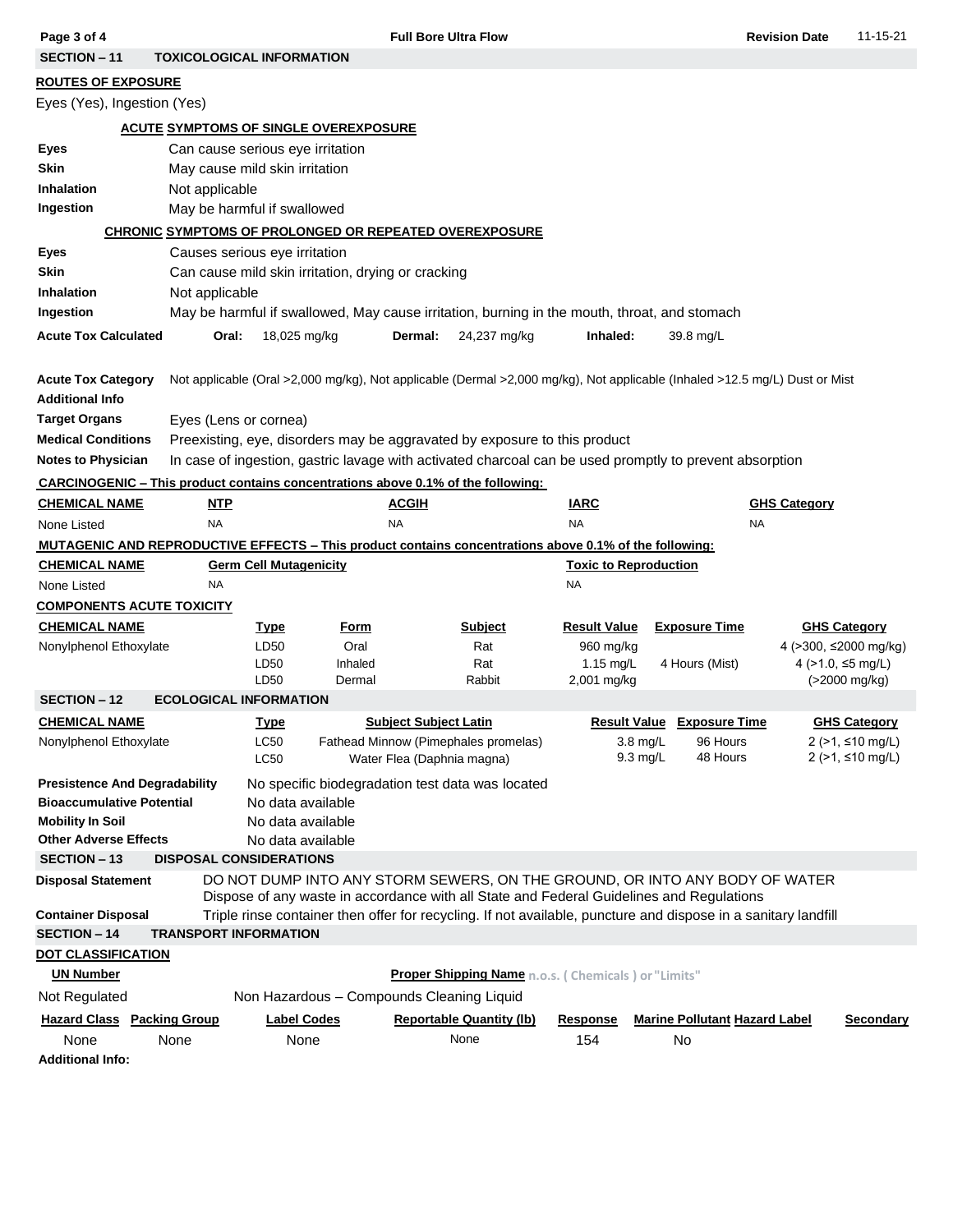## SECTION – 11 TOXICOLOGICAL INFORMATION

**ROUTES OF EXPOSURE**

Eyes (Yes), Ingestion (Yes)

**ACUTE SYMPTOMS OF SINGLE OVEREXPOSURE**

| | |
|---|---|
| **Eyes** | Can cause serious eye irritation |
| **Skin** | May cause mild skin irritation |
| **Inhalation** | Not applicable |
| **Ingestion** | May be harmful if swallowed |

**CHRONIC SYMPTOMS OF PROLONGED OR REPEATED OVEREXPOSURE**

| | |
|---|---|
| **Eyes** | Causes serious eye irritation |
| **Skin** | Can cause mild skin irritation, drying or cracking |
| **Inhalation** | Not applicable |
| **Ingestion** | May be harmful if swallowed, May cause irritation, burning in the mouth, throat, and stomach |

**Acute Tox Calculated** Oral: 18,025 mg/kg Dermal: 24,237 mg/kg Inhaled: 39.8 mg/L

**Acute Tox Category** Not applicable (Oral >2,000 mg/kg), Not applicable (Dermal >2,000 mg/kg), Not applicable (Inhaled >12.5 mg/L) Dust or Mist

**Additional Info**

| | |
|---|---|
| **Target Organs** | Eyes (Lens or cornea) |
| **Medical Conditions** | Preexisting, eye, disorders may be aggravated by exposure to this product |
| **Notes to Physician** | In case of ingestion, gastric lavage with activated charcoal can be used promptly to prevent absorption |

**CARCINOGENIC – This product contains concentrations above 0.1% of the following:**

| CHEMICAL NAME | NTP | ACGIH | IARC | GHS Category |
|---|---|---|---|---|
| None Listed | NA | NA | NA | NA |

**MUTAGENIC AND REPRODUCTIVE EFFECTS – This product contains concentrations above 0.1% of the following:**

| CHEMICAL NAME | Germ Cell Mutagenicity | Toxic to Reproduction |
|---|---|---|
| None Listed | NA | NA |

**COMPONENTS ACUTE TOXICITY**

| CHEMICAL NAME | Type | Form | Subject | Result Value | Exposure Time | GHS Category |
|---|---|---|---|---|---|---|
| Nonylphenol Ethoxylate | LD50 | Oral | Rat | 960 mg/kg | | 4 (>300, ≤2000 mg/kg) |
| | LD50 | Inhaled | Rat | 1.15 mg/L | 4 Hours (Mist) | 4 (>1.0, ≤5 mg/L) |
| | LD50 | Dermal | Rabbit | 2,001 mg/kg | | (>2000 mg/kg) |

## SECTION – 12 ECOLOGICAL INFORMATION

| CHEMICAL NAME | Type | Subject Subject Latin | Result Value | Exposure Time | GHS Category |
|---|---|---|---|---|---|
| Nonylphenol Ethoxylate | LC50 | Fathead Minnow (Pimephales promelas) | 3.8 mg/L | 96 Hours | 2 (>1, ≤10 mg/L) |
| | LC50 | Water Flea (Daphnia magna) | 9.3 mg/L | 48 Hours | 2 (>1, ≤10 mg/L) |

| | |
|---|---|
| **Presistence And Degradability** | No specific biodegradation test data was located |
| **Bioaccumulative Potential** | No data available |
| **Mobility In Soil** | No data available |
| **Other Adverse Effects** | No data available |

## SECTION – 13 DISPOSAL CONSIDERATIONS

**Disposal Statement** DO NOT DUMP INTO ANY STORM SEWERS, ON THE GROUND, OR INTO ANY BODY OF WATER
Dispose of any waste in accordance with all State and Federal Guidelines and Regulations

**Container Disposal** Triple rinse container then offer for recycling. If not available, puncture and dispose in a sanitary landfill

## SECTION – 14 TRANSPORT INFORMATION

**DOT CLASSIFICATION**

| UN Number | Proper Shipping Name n.o.s. ( Chemicals ) or "Limits" |
|---|---|
| Not Regulated | Non Hazardous – Compounds Cleaning Liquid |

| Hazard Class | Packing Group | Label Codes | Reportable Quantity (lb) | Response | Marine Pollutant | Hazard Label | Secondary |
|---|---|---|---|---|---|---|---|
| None | None | None | None | 154 | No | | |

**Additional Info:**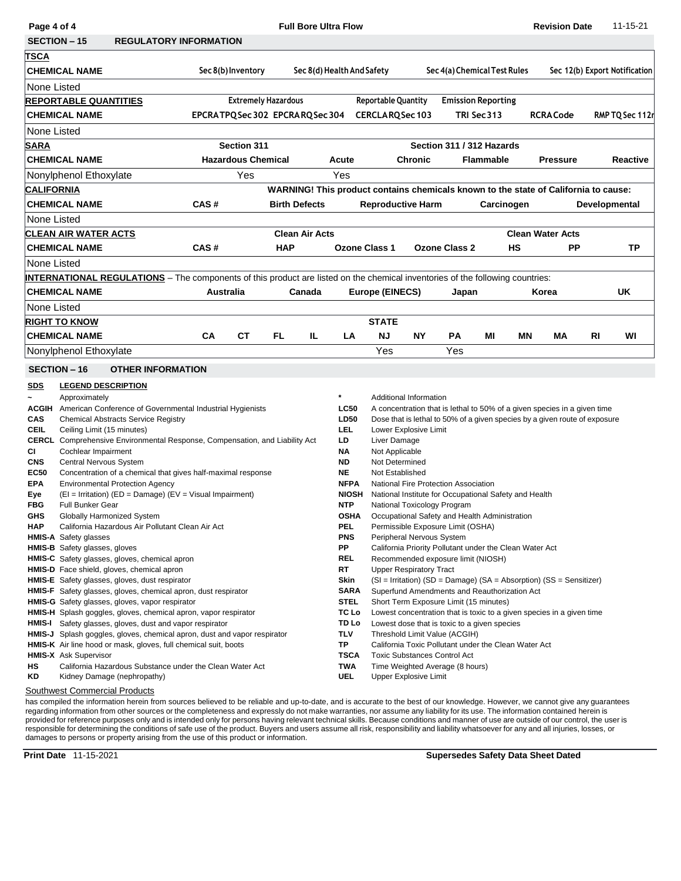## SECTION – 15 REGULATORY INFORMATION

| TSCA | | | | |
|---|---|---|---|---|
| CHEMICAL NAME | Sec 8(b) Inventory | Sec 8(d) Health And Safety | Sec 4(a) Chemical Test Rules | Sec 12(b) Export Notification |
| None Listed | | | | |

| REPORTABLE QUANTITIES | Extremely Hazardous | | Reportable Quantity | Emission Reporting | | |
|---|---|---|---|---|---|---|
| CHEMICAL NAME | EPCRA TPQ Sec 302 | EPCRA RQ Sec 304 | CERCLA RQ Sec 103 | TRI Sec 313 | RCRA Code | RMP TQ Sec 112r |
| None Listed | | | | | | |

| SARA | Section 311 | Section 311 / 312 Hazards | | | | |
|---|---|---|---|---|---|---|
| CHEMICAL NAME | Hazardous Chemical | Acute | Chronic | Flammable | Pressure | Reactive |
| Nonylphenol Ethoxylate | Yes | Yes | | | | |

| CALIFORNIA | | WARNING! This product contains chemicals known to the state of California to cause: | | | |
|---|---|---|---|---|---|
| CHEMICAL NAME | CAS # | Birth Defects | Reproductive Harm | Carcinogen | Developmental |
| None Listed | | | | | |

| CLEAN AIR WATER ACTS | | Clean Air Acts | | | Clean Water Acts | | |
|---|---|---|---|---|---|---|---|
| CHEMICAL NAME | CAS # | HAP | Ozone Class 1 | Ozone Class 2 | HS | PP | TP |
| None Listed | | | | | | | |

**INTERNATIONAL REGULATIONS** – The components of this product are listed on the chemical inventories of the following countries:

| CHEMICAL NAME | Australia | Canada | Europe (EINECS) | Japan | Korea | UK |
|---|---|---|---|---|---|---|
| None Listed | | | | | | |

| RIGHT TO KNOW | STATE | | | | | | | | | | | | |
|---|---|---|---|---|---|---|---|---|---|---|---|---|---|
| CHEMICAL NAME | CA | CT | FL | IL | LA | NJ | NY | PA | MI | MN | MA | RI | WI |
| Nonylphenol Ethoxylate | | | | | | Yes | | Yes | | | | | |

## SECTION – 16 OTHER INFORMATION

| SDS | LEGEND DESCRIPTION |
|---|---|
| ~ | Approximately |
| ACGIH | American Conference of Governmental Industrial Hygienists |
| CAS | Chemical Abstracts Service Registry |
| CEIL | Ceiling Limit (15 minutes) |
| CERCL | Comprehensive Environmental Response, Compensation, and Liability Act |
| CI | Cochlear Impairment |
| CNS | Central Nervous System |
| EC50 | Concentration of a chemical that gives half-maximal response |
| EPA | Environmental Protection Agency |
| Eye | (EI = Irritation) (ED = Damage) (EV = Visual Impairment) |
| FBG | Full Bunker Gear |
| GHS | Globally Harmonized System |
| HAP | California Hazardous Air Pollutant Clean Air Act |
| HMIS-A | Safety glasses |
| HMIS-B | Safety glasses, gloves |
| HMIS-C | Safety glasses, gloves, chemical apron |
| HMIS-D | Face shield, gloves, chemical apron |
| HMIS-E | Safety glasses, gloves, dust respirator |
| HMIS-F | Safety glasses, gloves, chemical apron, dust respirator |
| HMIS-G | Safety glasses, gloves, vapor respirator |
| HMIS-H | Splash goggles, gloves, chemical apron, vapor respirator |
| HMIS-I | Safety glasses, gloves, dust and vapor respirator |
| HMIS-J | Splash goggles, gloves, chemical apron, dust and vapor respirator |
| HMIS-K | Air line hood or mask, gloves, full chemical suit, boots |
| HMIS-X | Ask Supervisor |
| HS | California Hazardous Substance under the Clean Water Act |
| KD | Kidney Damage (nephropathy) |
| * | Additional Information |
| LC50 | A concentration that is lethal to 50% of a given species in a given time |
| LD50 | Dose that is lethal to 50% of a given species by a given route of exposure |
| LEL | Lower Explosive Limit |
| LD | Liver Damage |
| NA | Not Applicable |
| ND | Not Determined |
| NE | Not Established |
| NFPA | National Fire Protection Association |
| NIOSH | National Institute for Occupational Safety and Health |
| NTP | National Toxicology Program |
| OSHA | Occupational Safety and Health Administration |
| PEL | Permissible Exposure Limit (OSHA) |
| PNS | Peripheral Nervous System |
| PP | California Priority Pollutant under the Clean Water Act |
| REL | Recommended exposure limit (NIOSH) |
| RT | Upper Respiratory Tract |
| Skin | (SI = Irritation) (SD = Damage) (SA = Absorption) (SS = Sensitizer) |
| SARA | Superfund Amendments and Reauthorization Act |
| STEL | Short Term Exposure Limit (15 minutes) |
| TC Lo | Lowest concentration that is toxic to a given species in a given time |
| TD Lo | Lowest dose that is toxic to a given species |
| TLV | Threshold Limit Value (ACGIH) |
| TP | California Toxic Pollutant under the Clean Water Act |
| TSCA | Toxic Substances Control Act |
| TWA | Time Weighted Average (8 hours) |
| UEL | Upper Explosive Limit |

Southwest Commercial Products

has compiled the information herein from sources believed to be reliable and up-to-date, and is accurate to the best of our knowledge. However, we cannot give any guarantees regarding information from other sources or the completeness and expressly do not make warranties, nor assume any liability for its use. The information contained herein is provided for reference purposes only and is intended only for persons having relevant technical skills. Because conditions and manner of use are outside of our control, the user is responsible for determining the conditions of safe use of the product. Buyers and users assume all risk, responsibility and liability whatsoever for any and all injuries, losses, or damages to persons or property arising from the use of this product or information.

**Print Date** 11-15-2021 **Supersedes Safety Data Sheet Dated**